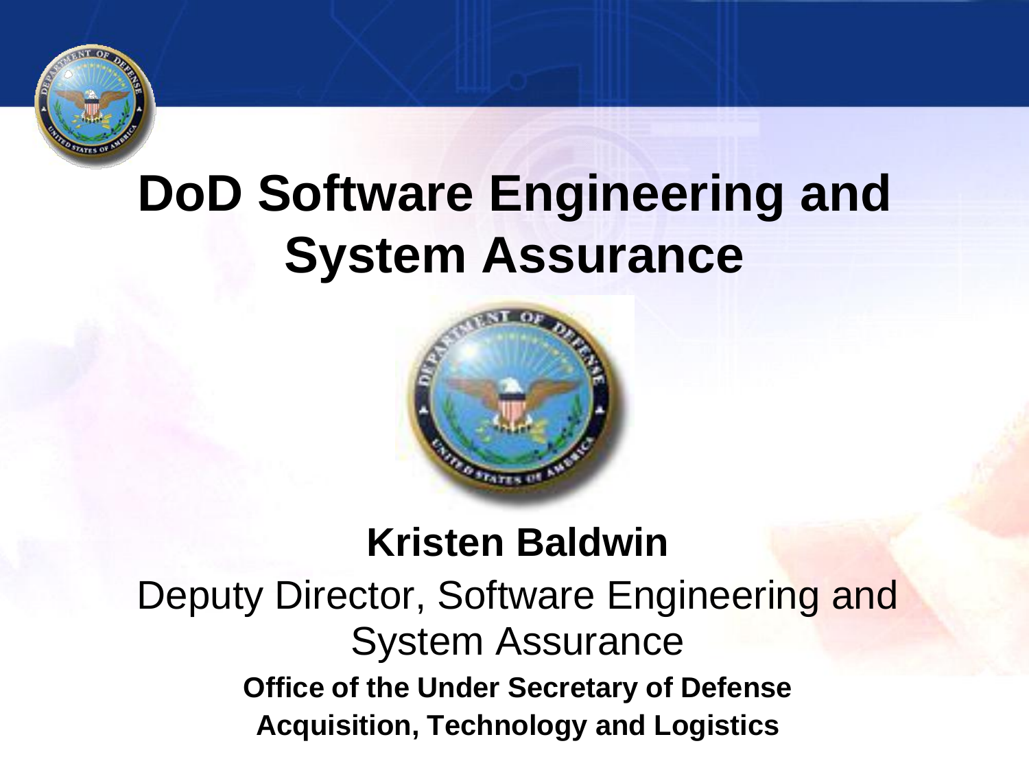# DoD Software Engineering and System Assurance

**Kristen Baldwin**

Deputy Director, Software Engineering and System Assurance

**Office of the Under Secretary of Defense**

**Acquisition, Technology and Logistics**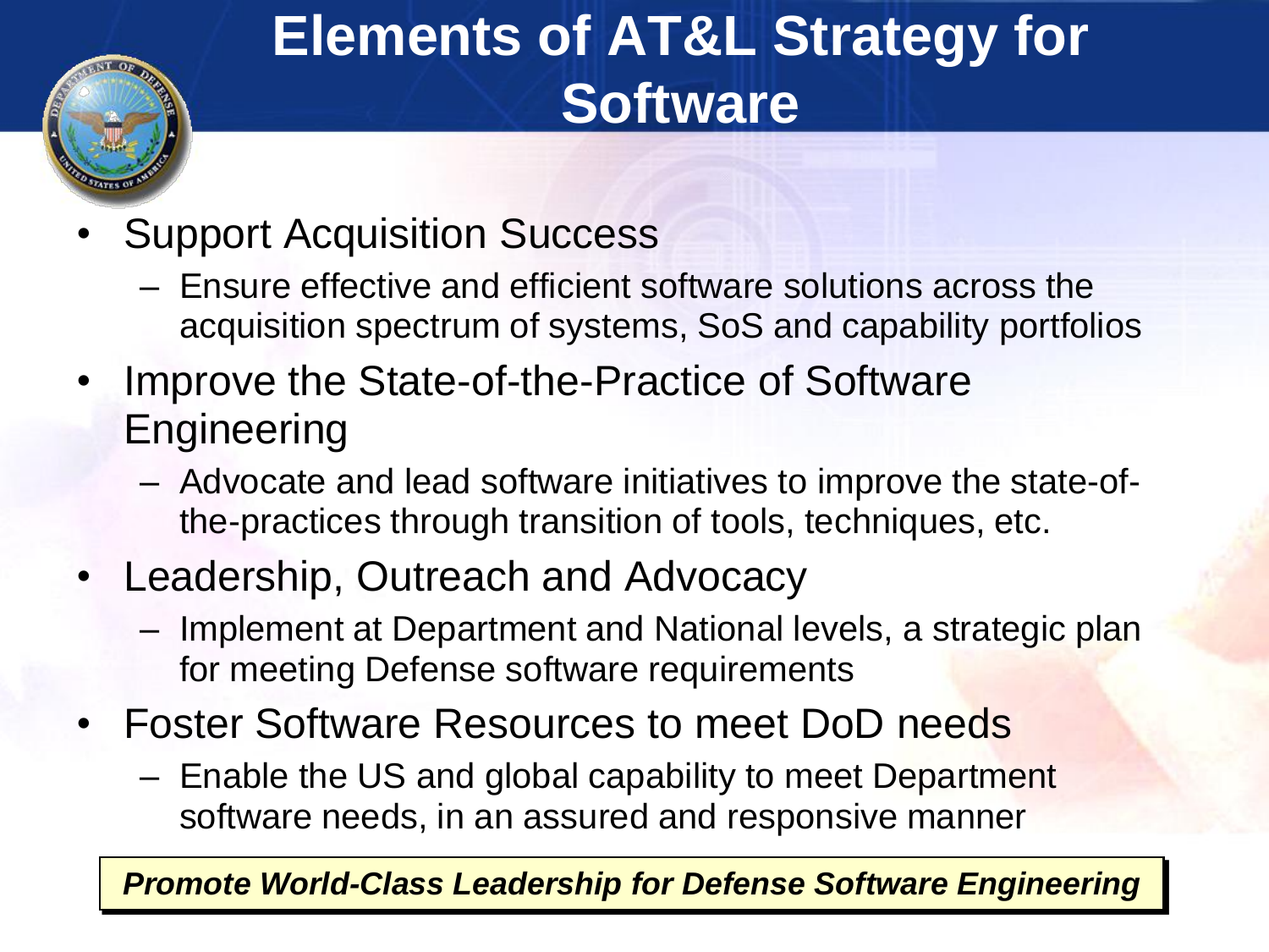# Elements of AT&L Strategy for Software

- Support Acquisition Success
  - Ensure effective and efficient software solutions across the acquisition spectrum of systems, SoS and capability portfolios
- Improve the State-of-the-Practice of Software Engineering
  - Advocate and lead software initiatives to improve the state-of-the-practices through transition of tools, techniques, etc.
- Leadership, Outreach and Advocacy
  - Implement at Department and National levels, a strategic plan for meeting Defense software requirements
- Foster Software Resources to meet DoD needs
  - Enable the US and global capability to meet Department software needs, in an assured and responsive manner

***Promote World-Class Leadership for Defense Software Engineering***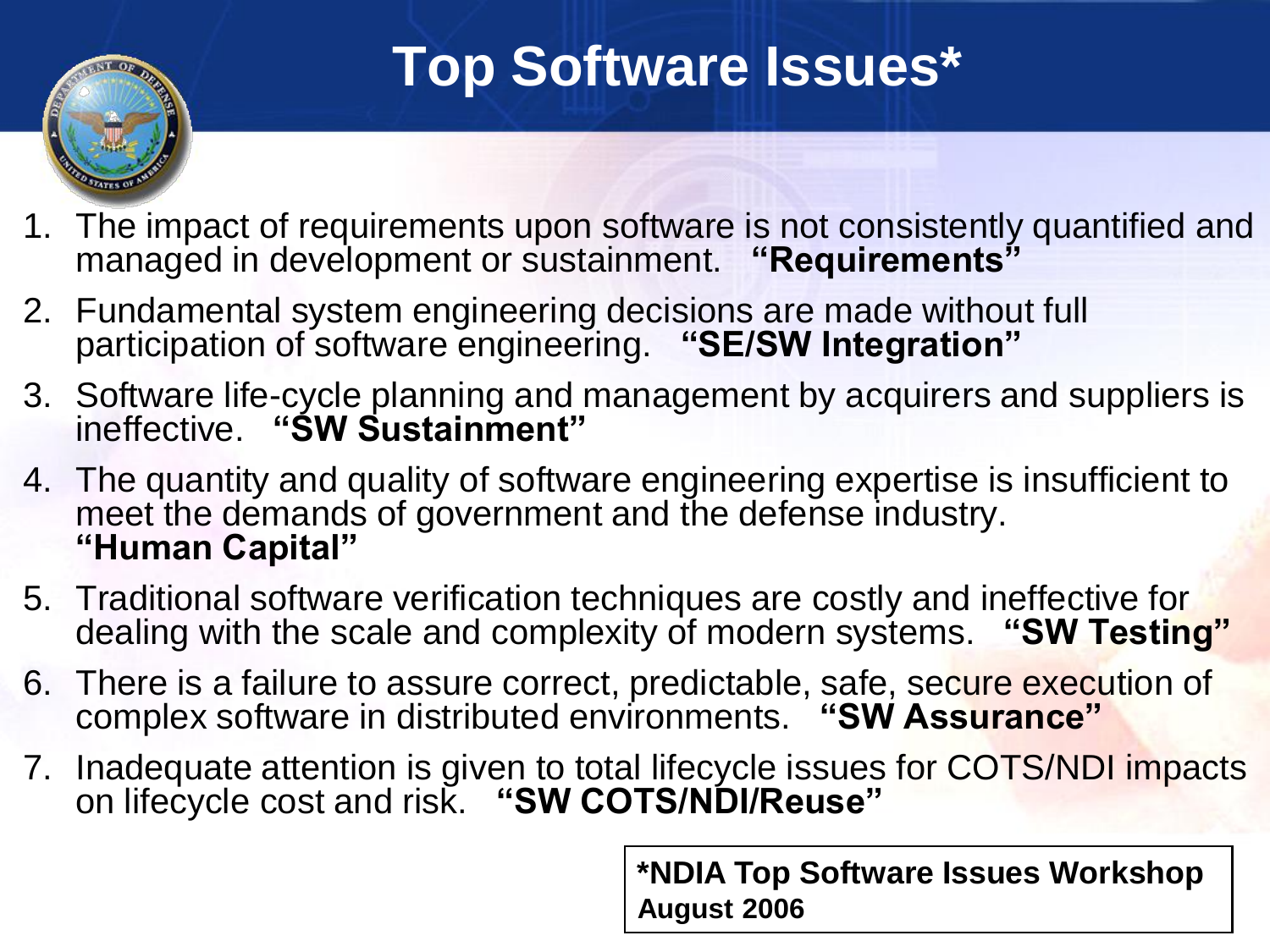# Top Software Issues*

1. The impact of requirements upon software is not consistently quantified and managed in development or sustainment. **"Requirements"**
2. Fundamental system engineering decisions are made without full participation of software engineering. **"SE/SW Integration"**
3. Software life-cycle planning and management by acquirers and suppliers is ineffective. **"SW Sustainment"**
4. The quantity and quality of software engineering expertise is insufficient to meet the demands of government and the defense industry. **"Human Capital"**
5. Traditional software verification techniques are costly and ineffective for dealing with the scale and complexity of modern systems. **"SW Testing"**
6. There is a failure to assure correct, predictable, safe, secure execution of complex software in distributed environments. **"SW Assurance"**
7. Inadequate attention is given to total lifecycle issues for COTS/NDI impacts on lifecycle cost and risk. **"SW COTS/NDI/Reuse"**

**\*NDIA Top Software Issues Workshop**
**August 2006**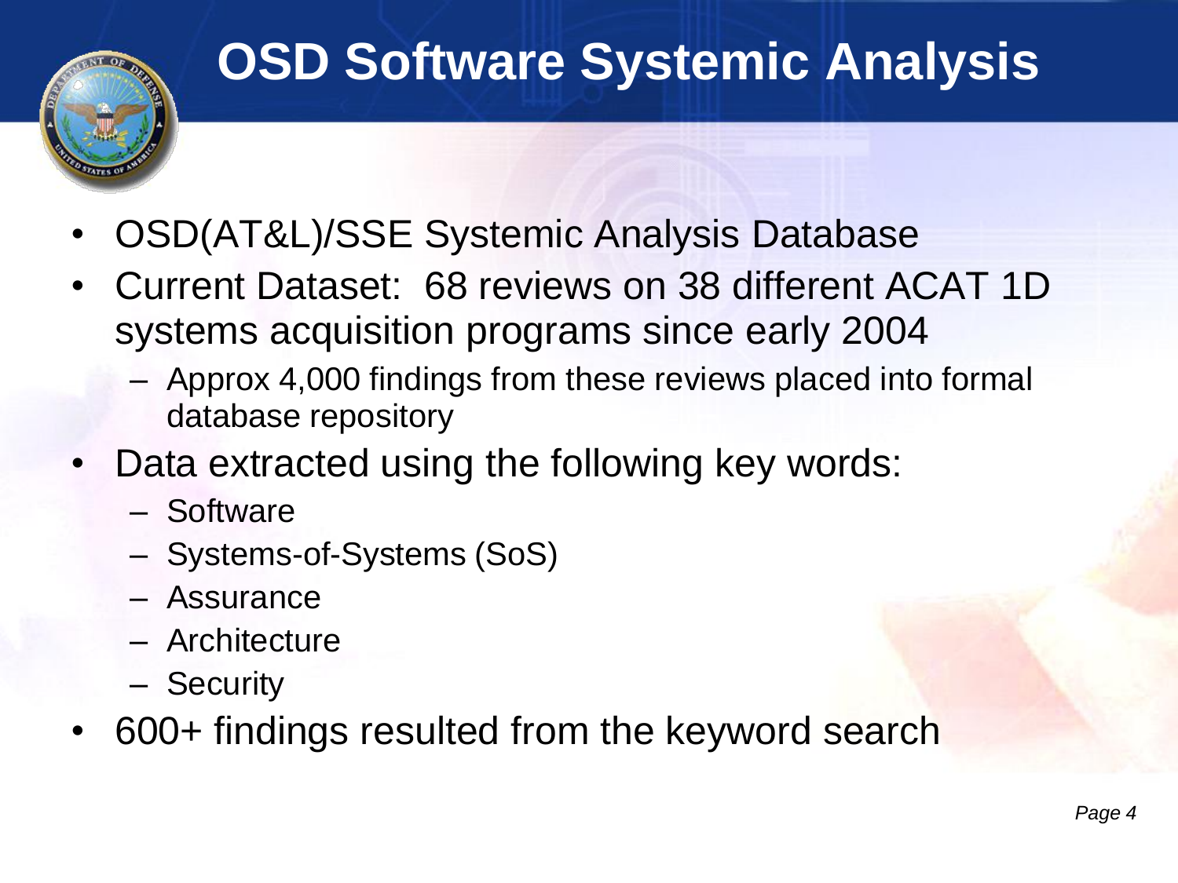# OSD Software Systemic Analysis

- OSD(AT&L)/SSE Systemic Analysis Database
- Current Dataset: 68 reviews on 38 different ACAT 1D systems acquisition programs since early 2004
  - Approx 4,000 findings from these reviews placed into formal database repository
- Data extracted using the following key words:
  - Software
  - Systems-of-Systems (SoS)
  - Assurance
  - Architecture
  - Security
- 600+ findings resulted from the keyword search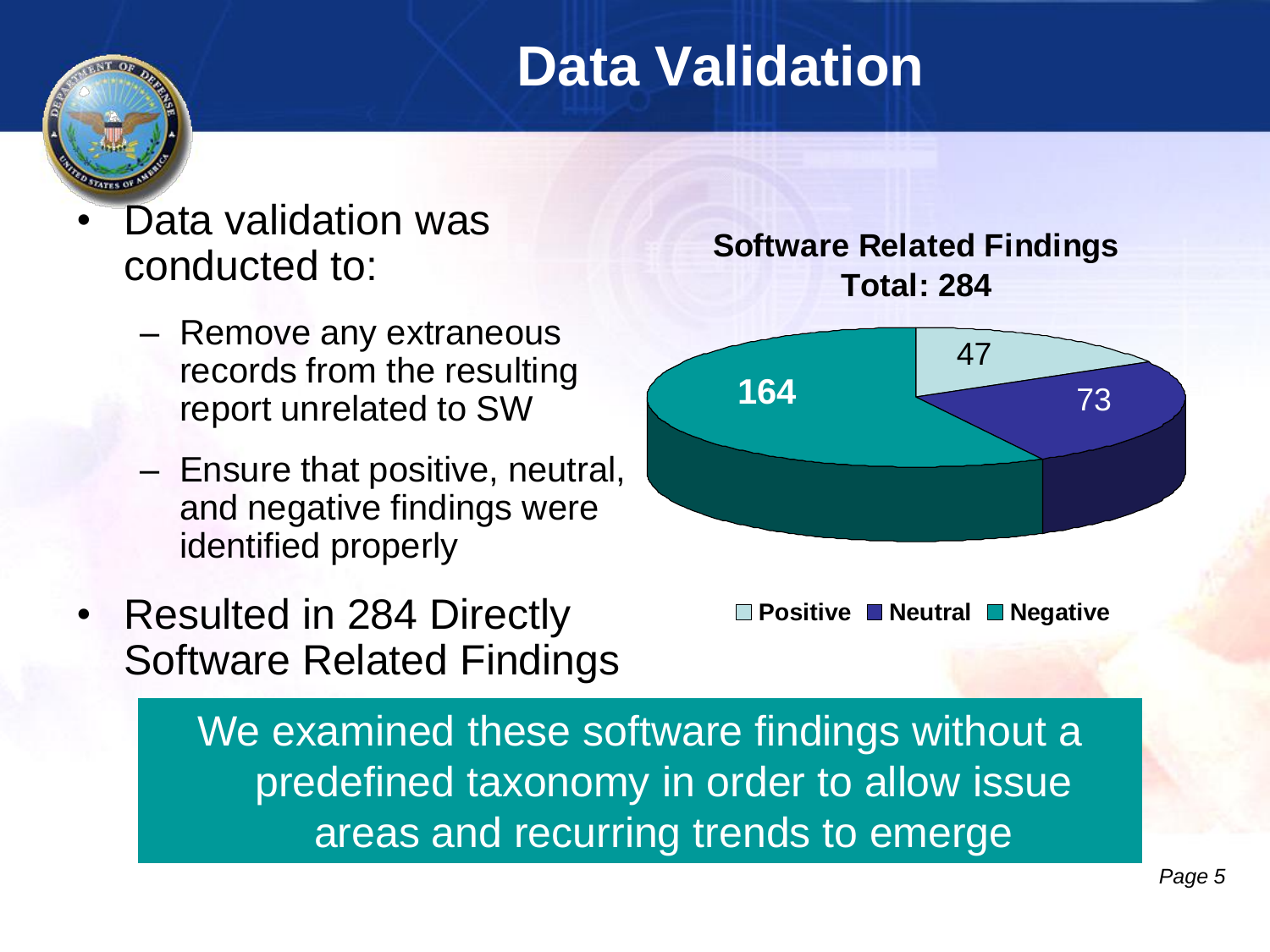# Data Validation

- Data validation was conducted to:
  - Remove any extraneous records from the resulting report unrelated to SW
  - Ensure that positive, neutral, and negative findings were identified properly
- Resulted in 284 Directly Software Related Findings

**Software Related Findings**
**Total: 284**

| Category | Count |
| --- | --- |
| Positive | 47 |
| Neutral | 73 |
| Negative | 164 |

We examined these software findings without a predefined taxonomy in order to allow issue areas and recurring trends to emerge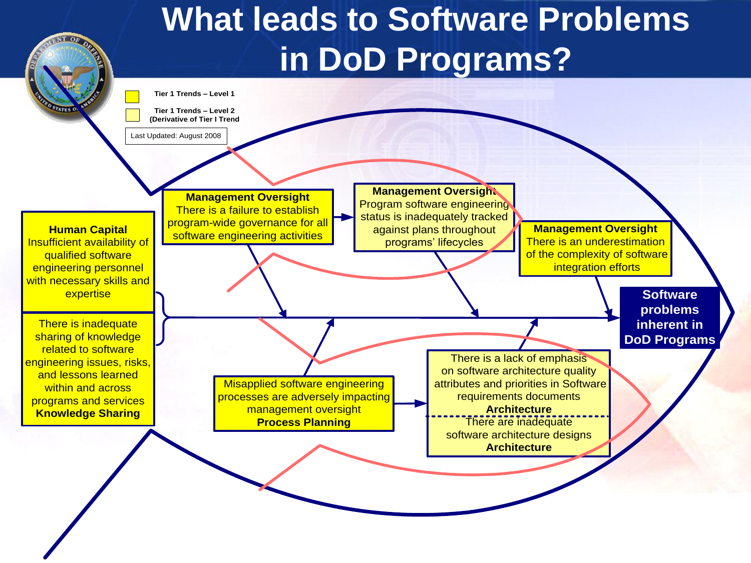# What leads to Software Problems in DoD Programs?

Tier 1 Trends – Level 1

Tier 1 Trends – Level 2 (Derivative of Tier I Trend

Last Updated: August 2008

**Human Capital**
Insufficient availability of qualified software engineering personnel with necessary skills and expertise

There is inadequate sharing of knowledge related to software engineering issues, risks, and lessons learned within and across programs and services
**Knowledge Sharing**

**Management Oversight**
There is a failure to establish program-wide governance for all software engineering activities

**Management Oversight**
Program software engineering status is inadequately tracked against plans throughout programs' lifecycles

**Management Oversight**
There is an underestimation of the complexity of software integration efforts

Misapplied software engineering processes are adversely impacting management oversight
**Process Planning**

There is a lack of emphasis on software architecture quality attributes and priorities in Software requirements documents
**Architecture**

There are inadequate software architecture designs
**Architecture**

**Software problems inherent in DoD Programs**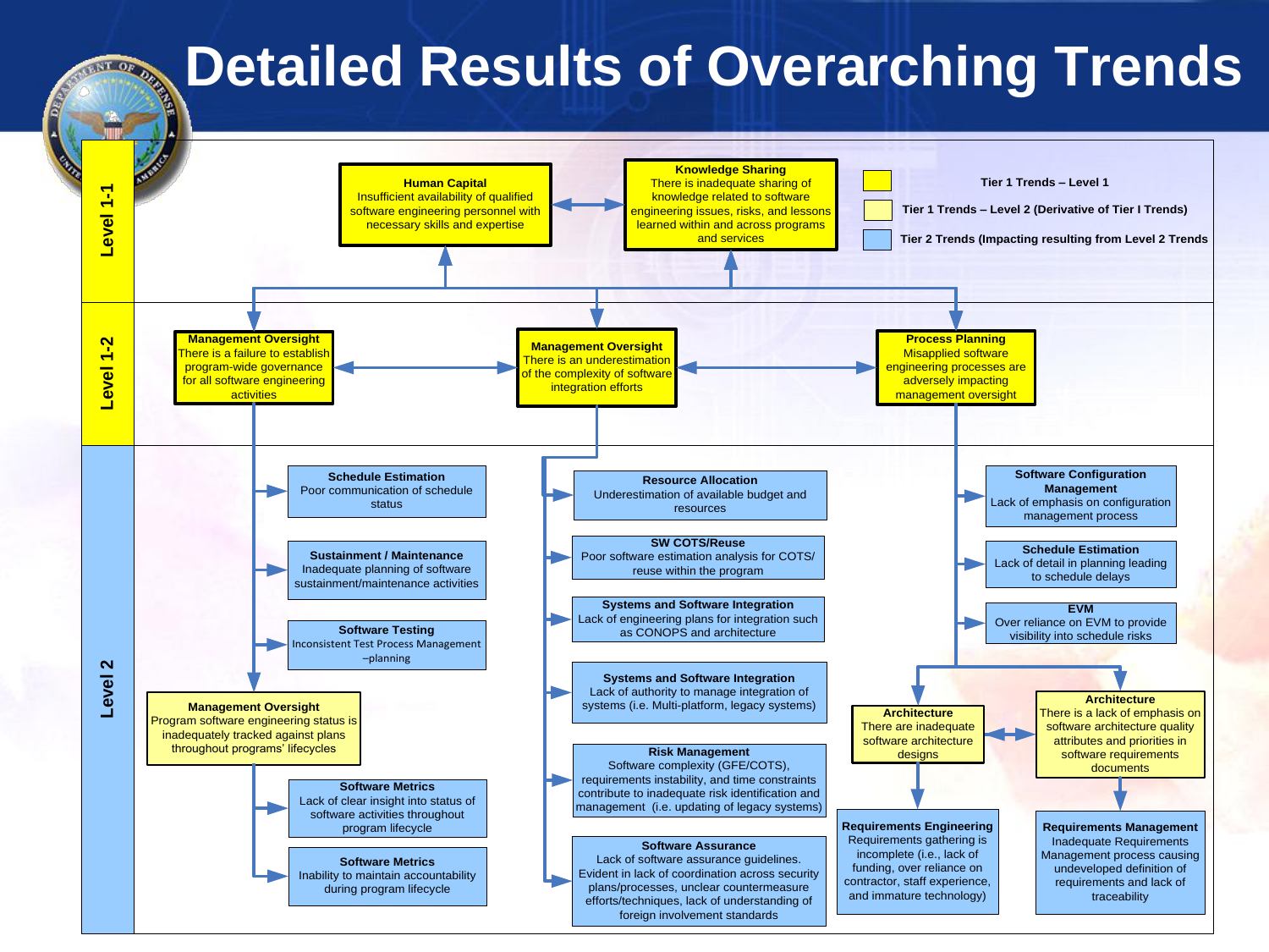# Detailed Results of Overarching Trends

**Legend:**
- Tier 1 Trends – Level 1
- Tier 1 Trends – Level 2 (Derivative of Tier I Trends)
- Tier 2 Trends (Impacting resulting from Level 2 Trends)

## Level 1-1

**Human Capital**
Insufficient availability of qualified software engineering personnel with necessary skills and expertise

**Knowledge Sharing**
There is inadequate sharing of knowledge related to software engineering issues, risks, and lessons learned within and across programs and services

## Level 1-2

**Management Oversight**
There is a failure to establish program-wide governance for all software engineering activities

**Management Oversight**
There is an underestimation of the complexity of software integration efforts

**Process Planning**
Misapplied software engineering processes are adversely impacting management oversight

## Level 2

**Schedule Estimation**
Poor communication of schedule status

**Sustainment / Maintenance**
Inadequate planning of software sustainment/maintenance activities

**Software Testing**
Inconsistent Test Process Management –planning

**Management Oversight**
Program software engineering status is inadequately tracked against plans throughout programs' lifecycles

**Software Metrics**
Lack of clear insight into status of software activities throughout program lifecycle

**Software Metrics**
Inability to maintain accountability during program lifecycle

**Resource Allocation**
Underestimation of available budget and resources

**SW COTS/Reuse**
Poor software estimation analysis for COTS/ reuse within the program

**Systems and Software Integration**
Lack of engineering plans for integration such as CONOPS and architecture

**Systems and Software Integration**
Lack of authority to manage integration of systems (i.e. Multi-platform, legacy systems)

**Risk Management**
Software complexity (GFE/COTS), requirements instability, and time constraints contribute to inadequate risk identification and management (i.e. updating of legacy systems)

**Software Assurance**
Lack of software assurance guidelines. Evident in lack of coordination across security plans/processes, unclear countermeasure efforts/techniques, lack of understanding of foreign involvement standards

**Software Configuration Management**
Lack of emphasis on configuration management process

**Schedule Estimation**
Lack of detail in planning leading to schedule delays

**EVM**
Over reliance on EVM to provide visibility into schedule risks

**Architecture**
There are inadequate software architecture designs

**Architecture**
There is a lack of emphasis on software architecture quality attributes and priorities in software requirements documents

**Requirements Engineering**
Requirements gathering is incomplete (i.e., lack of funding, over reliance on contractor, staff experience, and immature technology)

**Requirements Management**
Inadequate Requirements Management process causing undeveloped definition of requirements and lack of traceability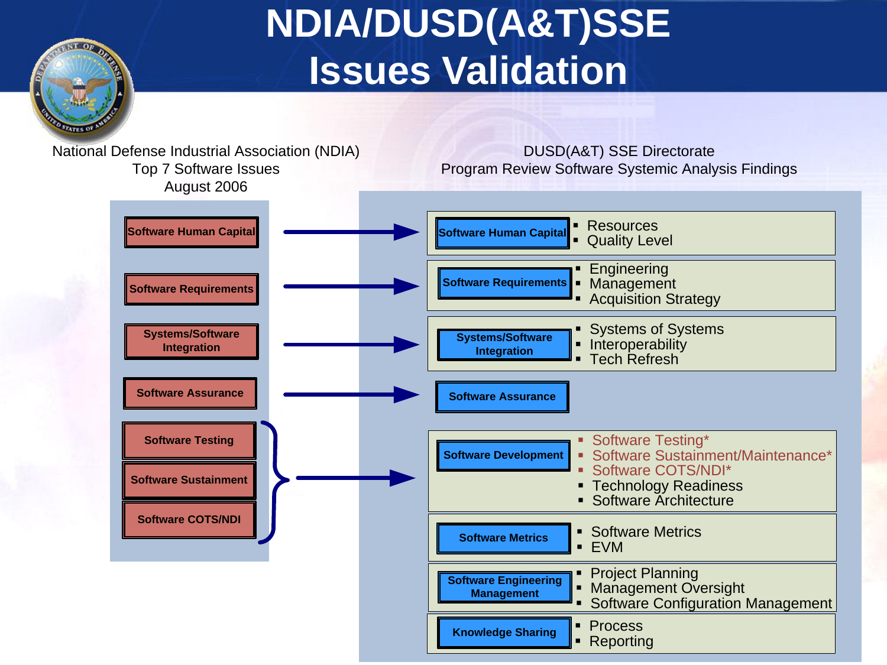# NDIA/DUSD(A&T)SSE Issues Validation

**National Defense Industrial Association (NDIA) Top 7 Software Issues August 2006**

- Software Human Capital
- Software Requirements
- Systems/Software Integration
- Software Assurance
- Software Testing
- Software Sustainment
- Software COTS/NDI

**DUSD(A&T) SSE Directorate Program Review Software Systemic Analysis Findings**

| NDIA Top 7 Software Issues | DUSD(A&T) SSE Finding | Details |
| --- | --- | --- |
| Software Human Capital | Software Human Capital | Resources; Quality Level |
| Software Requirements | Software Requirements | Engineering; Management; Acquisition Strategy |
| Systems/Software Integration | Systems/Software Integration | Systems of Systems; Interoperability; Tech Refresh |
| Software Assurance | Software Assurance | |
| Software Testing; Software Sustainment; Software COTS/NDI | Software Development | Software Testing*; Software Sustainment/Maintenance*; Software COTS/NDI*; Technology Readiness; Software Architecture |
| | Software Metrics | Software Metrics; EVM |
| | Software Engineering Management | Project Planning; Management Oversight; Software Configuration Management |
| | Knowledge Sharing | Process; Reporting |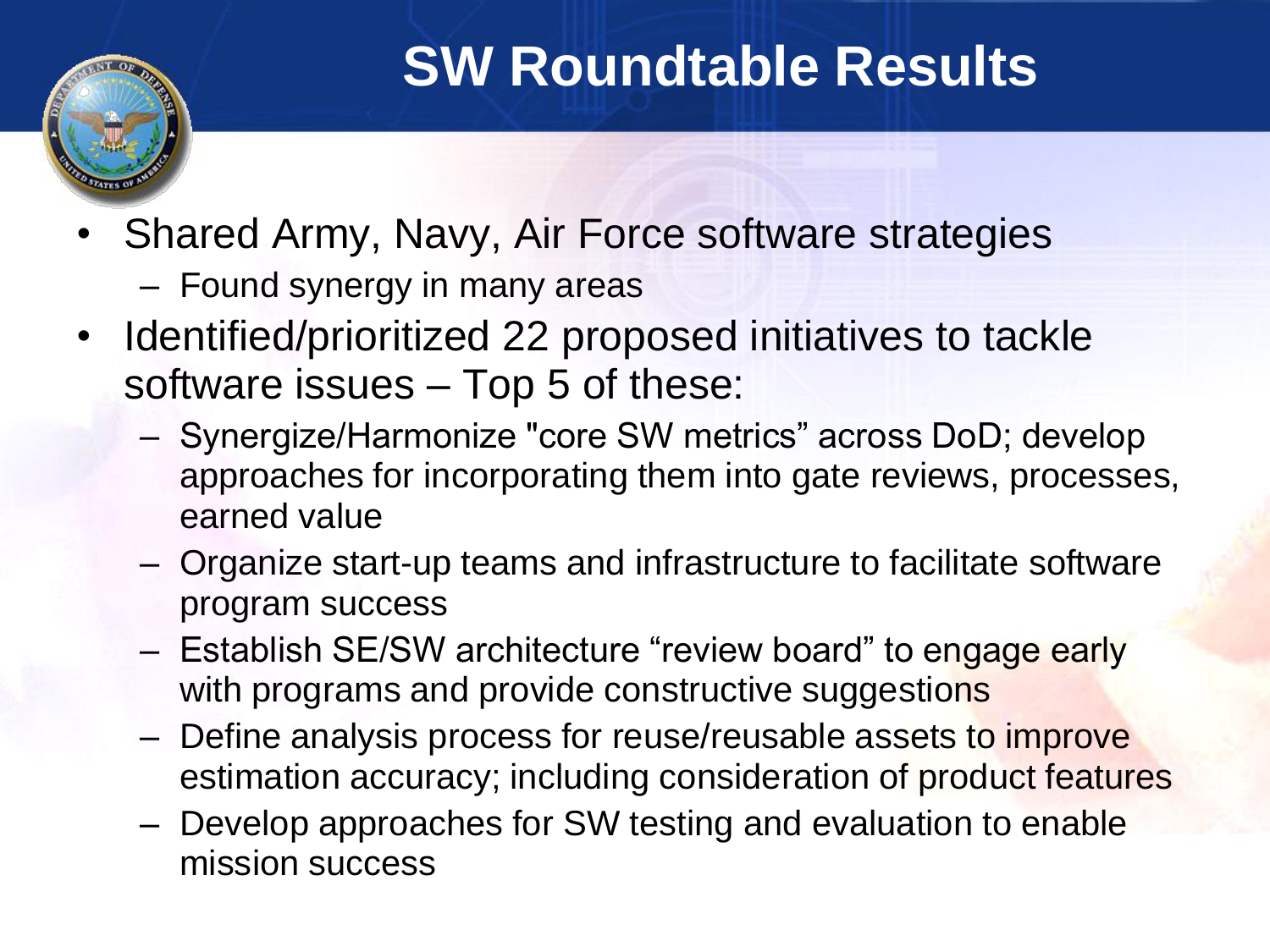# SW Roundtable Results

- Shared Army, Navy, Air Force software strategies
  - Found synergy in many areas
- Identified/prioritized 22 proposed initiatives to tackle software issues – Top 5 of these:
  - Synergize/Harmonize "core SW metrics" across DoD; develop approaches for incorporating them into gate reviews, processes, earned value
  - Organize start-up teams and infrastructure to facilitate software program success
  - Establish SE/SW architecture "review board" to engage early with programs and provide constructive suggestions
  - Define analysis process for reuse/reusable assets to improve estimation accuracy; including consideration of product features
  - Develop approaches for SW testing and evaluation to enable mission success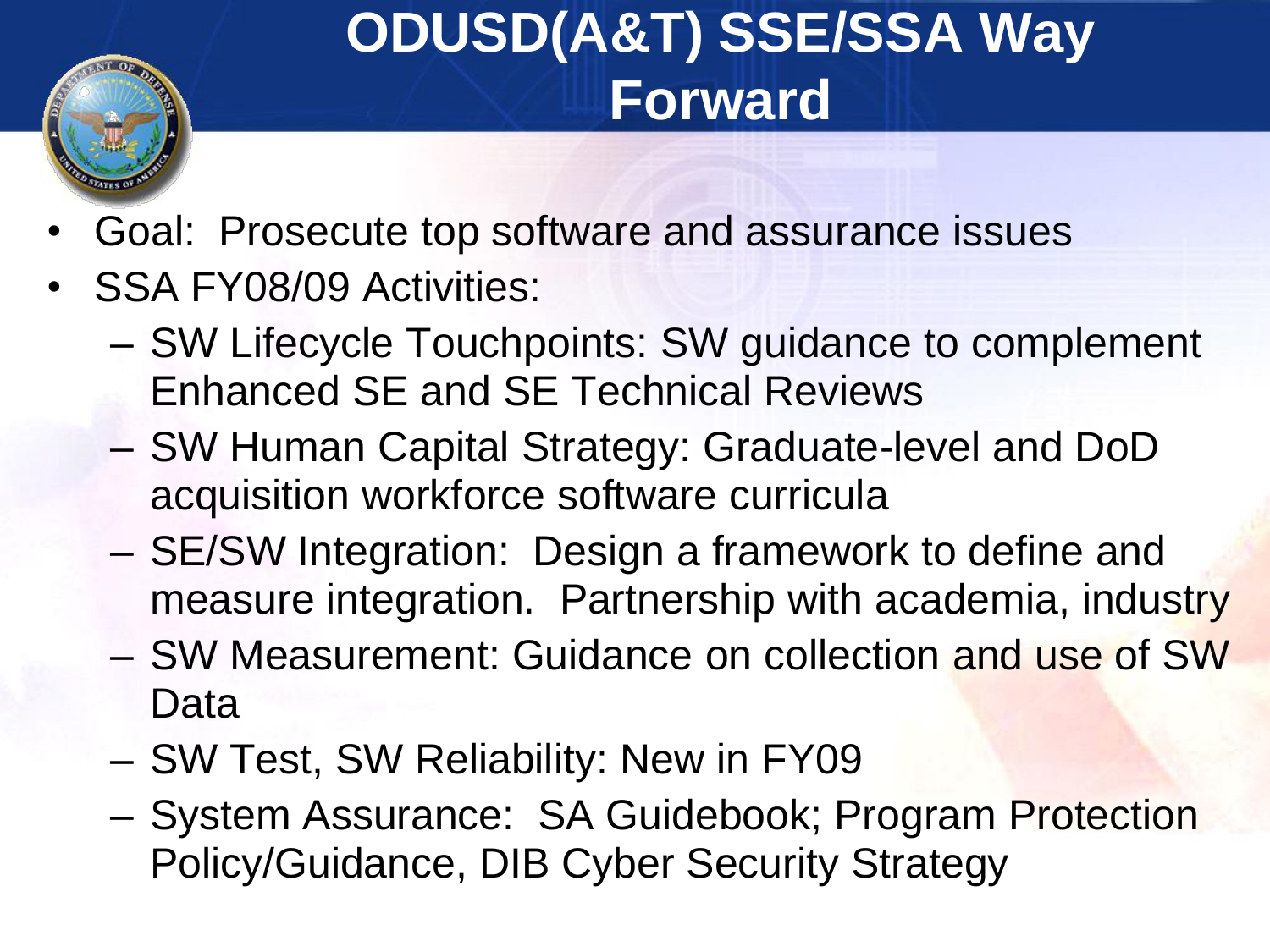# ODUSD(A&T) SSE/SSA Way Forward

- Goal: Prosecute top software and assurance issues
- SSA FY08/09 Activities:
  - SW Lifecycle Touchpoints: SW guidance to complement Enhanced SE and SE Technical Reviews
  - SW Human Capital Strategy: Graduate-level and DoD acquisition workforce software curricula
  - SE/SW Integration: Design a framework to define and measure integration. Partnership with academia, industry
  - SW Measurement: Guidance on collection and use of SW Data
  - SW Test, SW Reliability: New in FY09
  - System Assurance: SA Guidebook; Program Protection Policy/Guidance, DIB Cyber Security Strategy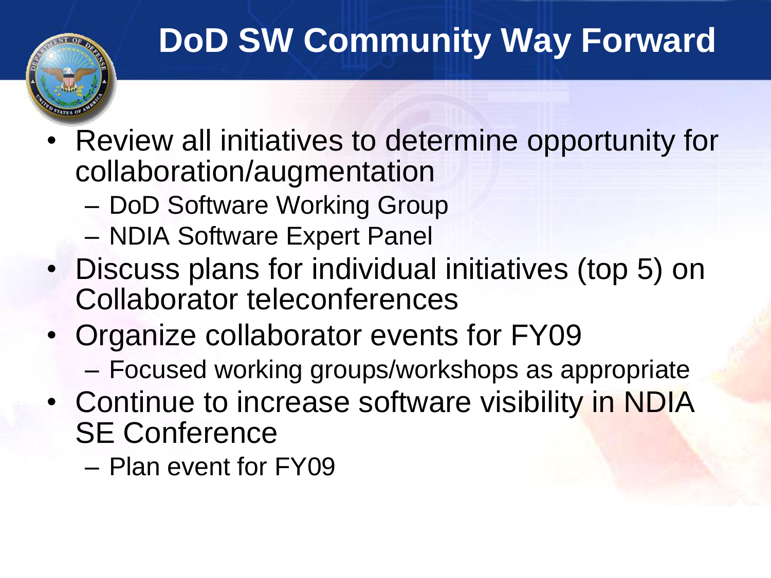# DoD SW Community Way Forward

- Review all initiatives to determine opportunity for collaboration/augmentation
  - DoD Software Working Group
  - NDIA Software Expert Panel
- Discuss plans for individual initiatives (top 5) on Collaborator teleconferences
- Organize collaborator events for FY09
  - Focused working groups/workshops as appropriate
- Continue to increase software visibility in NDIA SE Conference
  - Plan event for FY09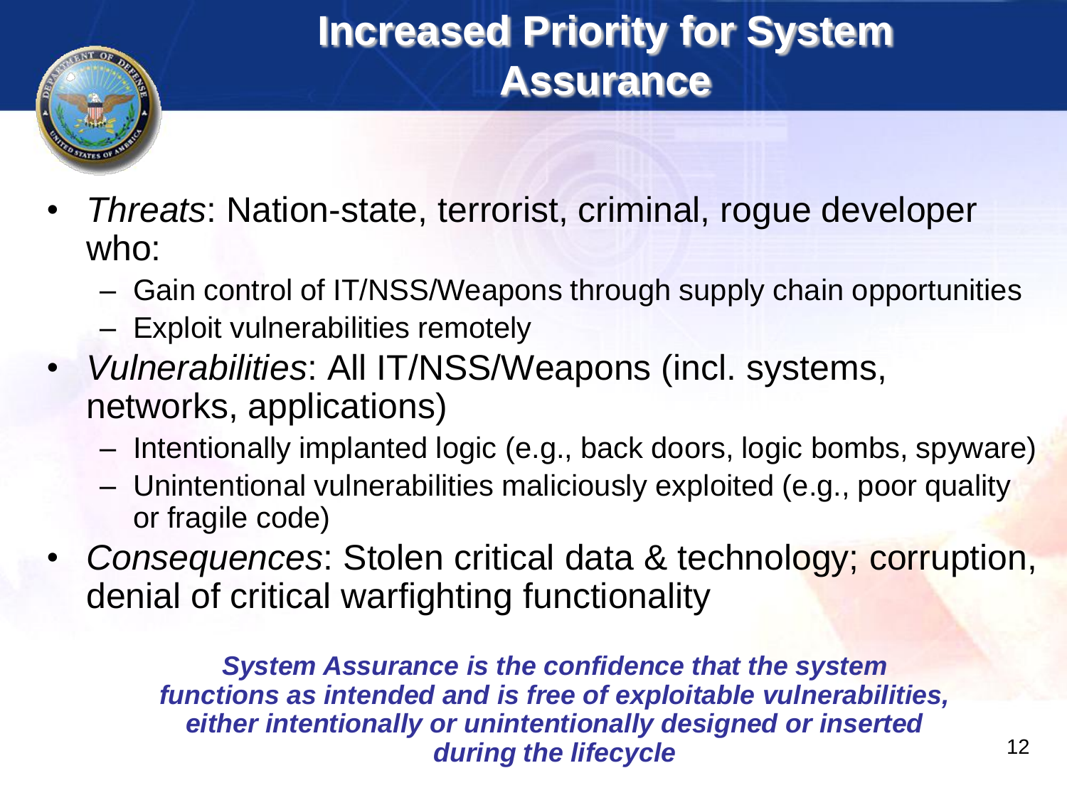# Increased Priority for System Assurance

- *Threats*: Nation-state, terrorist, criminal, rogue developer who:
  - Gain control of IT/NSS/Weapons through supply chain opportunities
  - Exploit vulnerabilities remotely
- *Vulnerabilities*: All IT/NSS/Weapons (incl. systems, networks, applications)
  - Intentionally implanted logic (e.g., back doors, logic bombs, spyware)
  - Unintentional vulnerabilities maliciously exploited (e.g., poor quality or fragile code)
- *Consequences*: Stolen critical data & technology; corruption, denial of critical warfighting functionality

***System Assurance is the confidence that the system functions as intended and is free of exploitable vulnerabilities, either intentionally or unintentionally designed or inserted during the lifecycle***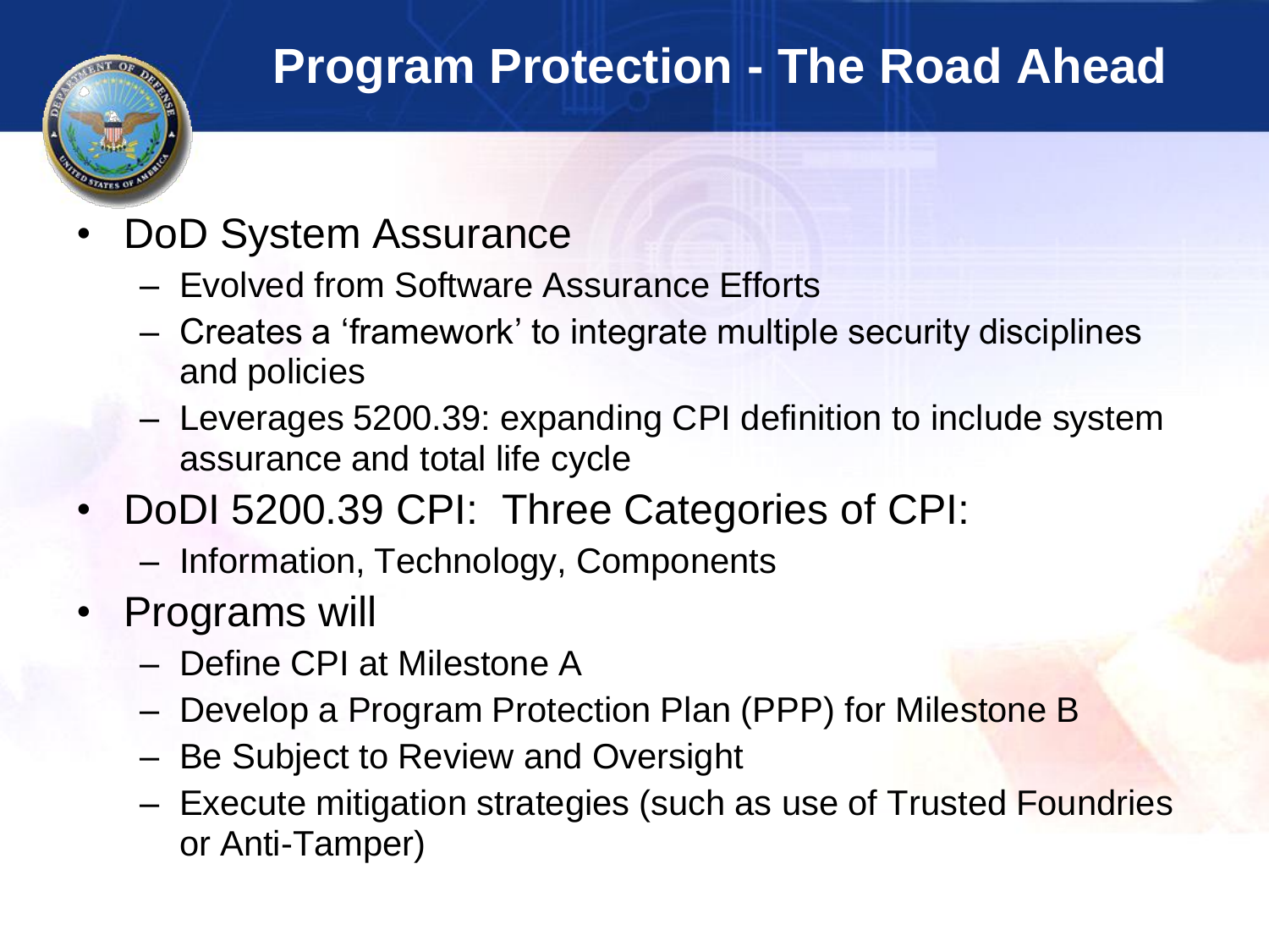# Program Protection - The Road Ahead

- DoD System Assurance
  - Evolved from Software Assurance Efforts
  - Creates a 'framework' to integrate multiple security disciplines and policies
  - Leverages 5200.39: expanding CPI definition to include system assurance and total life cycle
- DoDI 5200.39 CPI: Three Categories of CPI:
  - Information, Technology, Components
- Programs will
  - Define CPI at Milestone A
  - Develop a Program Protection Plan (PPP) for Milestone B
  - Be Subject to Review and Oversight
  - Execute mitigation strategies (such as use of Trusted Foundries or Anti-Tamper)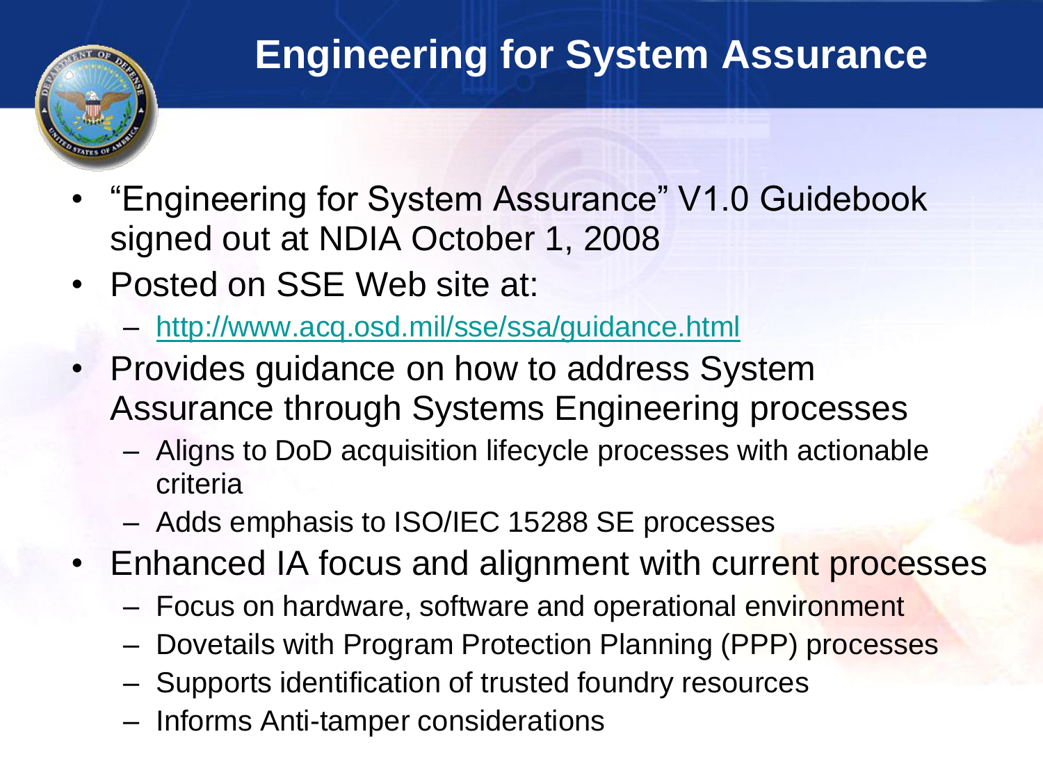# Engineering for System Assurance

- "Engineering for System Assurance" V1.0 Guidebook signed out at NDIA October 1, 2008
- Posted on SSE Web site at:
  - http://www.acq.osd.mil/sse/ssa/guidance.html
- Provides guidance on how to address System Assurance through Systems Engineering processes
  - Aligns to DoD acquisition lifecycle processes with actionable criteria
  - Adds emphasis to ISO/IEC 15288 SE processes
- Enhanced IA focus and alignment with current processes
  - Focus on hardware, software and operational environment
  - Dovetails with Program Protection Planning (PPP) processes
  - Supports identification of trusted foundry resources
  - Informs Anti-tamper considerations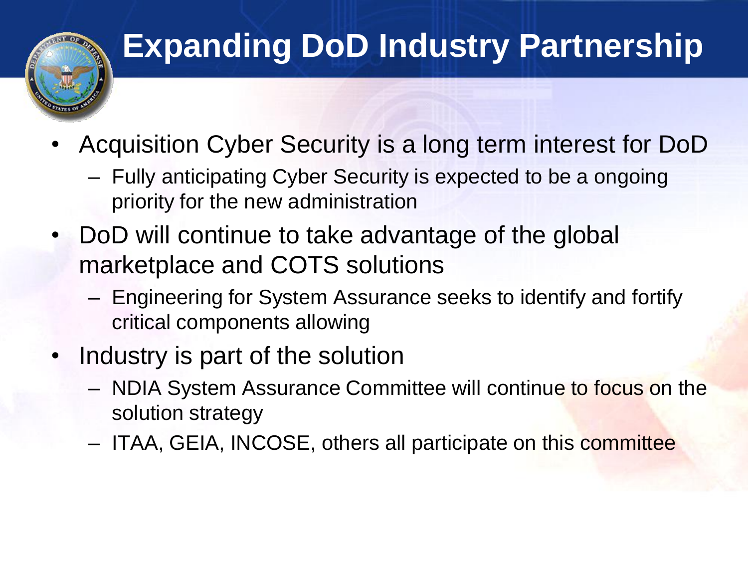# Expanding DoD Industry Partnership

- Acquisition Cyber Security is a long term interest for DoD
  - Fully anticipating Cyber Security is expected to be a ongoing priority for the new administration
- DoD will continue to take advantage of the global marketplace and COTS solutions
  - Engineering for System Assurance seeks to identify and fortify critical components allowing
- Industry is part of the solution
  - NDIA System Assurance Committee will continue to focus on the solution strategy
  - ITAA, GEIA, INCOSE, others all participate on this committee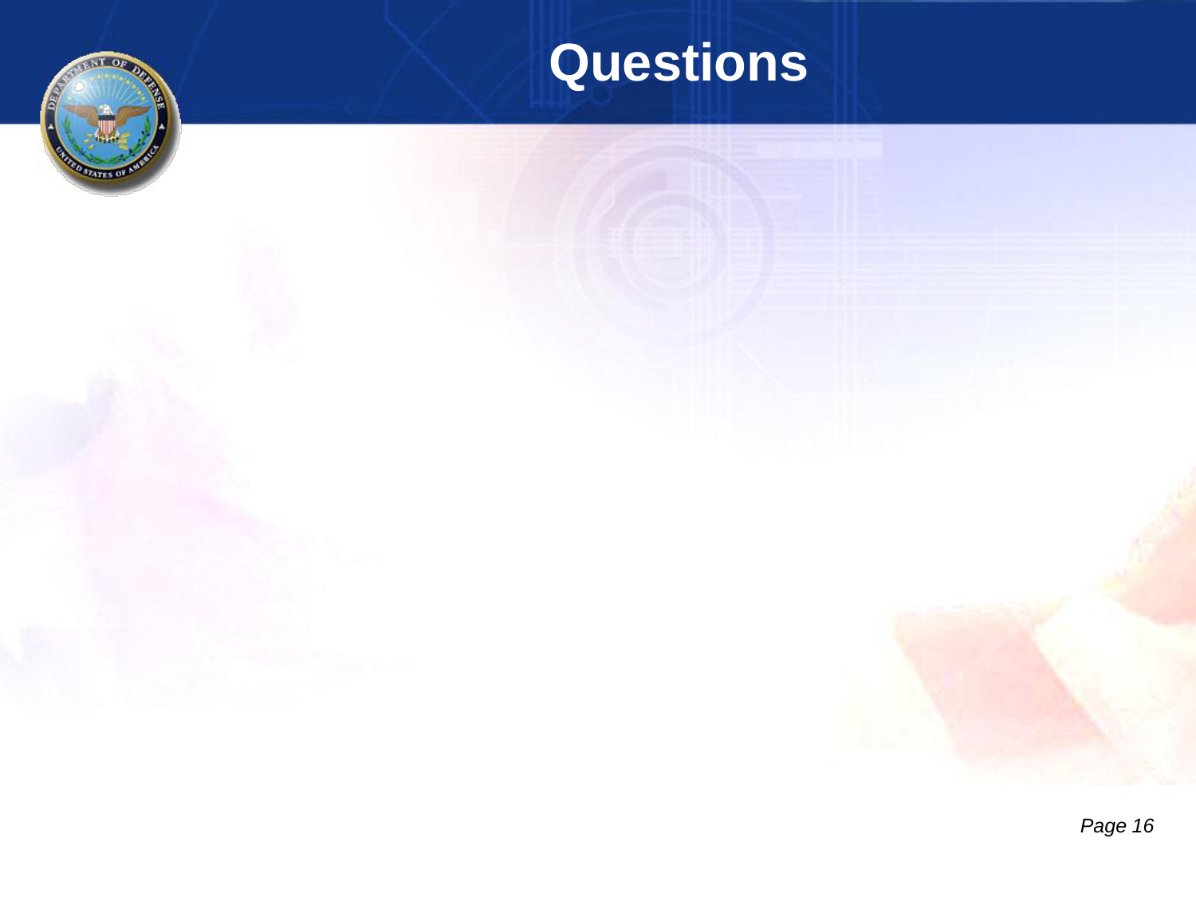# Questions